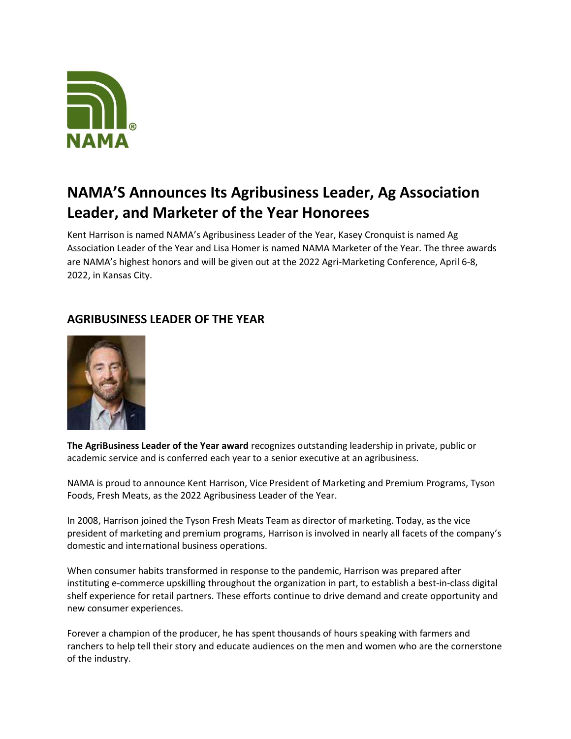# NAMA'S Announces Its Agribusiness Leader, Ag Association Leader, and Marketer of the Year Honorees

Kent Harrison is named NAMA's Agribusiness Leader of the Year, Kasey Cronquist is named Ag Association Leader of the Year and Lisa Homer is named NAMA Marketer of the Year. The three awards are NAMA's highest honors and will be given out at the 2022 Agri-Marketing Conference, April 6-8, 2022, in Kansas City.

## AGRIBUSINESS LEADER OF THE YEAR

**The AgriBusiness Leader of the Year award** recognizes outstanding leadership in private, public or academic service and is conferred each year to a senior executive at an agribusiness.

NAMA is proud to announce Kent Harrison, Vice President of Marketing and Premium Programs, Tyson Foods, Fresh Meats, as the 2022 Agribusiness Leader of the Year.

In 2008, Harrison joined the Tyson Fresh Meats Team as director of marketing. Today, as the vice president of marketing and premium programs, Harrison is involved in nearly all facets of the company's domestic and international business operations.

When consumer habits transformed in response to the pandemic, Harrison was prepared after instituting e-commerce upskilling throughout the organization in part, to establish a best-in-class digital shelf experience for retail partners. These efforts continue to drive demand and create opportunity and new consumer experiences.

Forever a champion of the producer, he has spent thousands of hours speaking with farmers and ranchers to help tell their story and educate audiences on the men and women who are the cornerstone of the industry.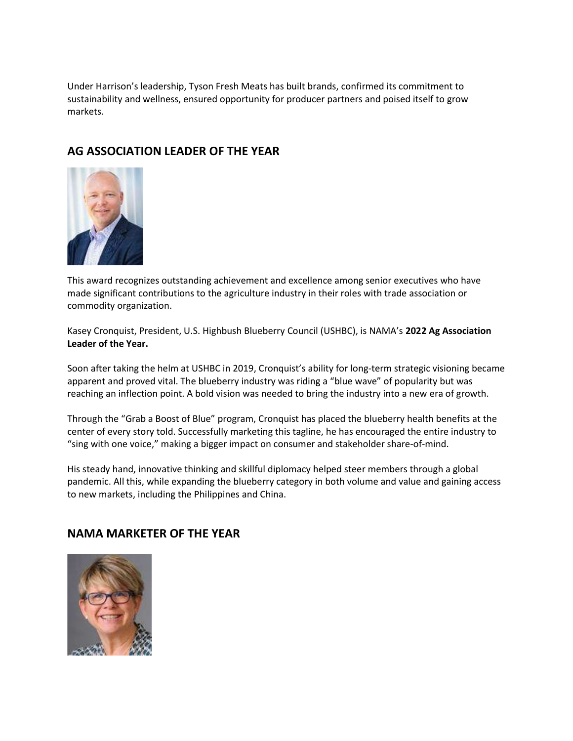Under Harrison's leadership, Tyson Fresh Meats has built brands, confirmed its commitment to sustainability and wellness, ensured opportunity for producer partners and poised itself to grow markets.

## AG ASSOCIATION LEADER OF THE YEAR

This award recognizes outstanding achievement and excellence among senior executives who have made significant contributions to the agriculture industry in their roles with trade association or commodity organization.

Kasey Cronquist, President, U.S. Highbush Blueberry Council (USHBC), is NAMA's **2022 Ag Association Leader of the Year.**

Soon after taking the helm at USHBC in 2019, Cronquist's ability for long-term strategic visioning became apparent and proved vital. The blueberry industry was riding a "blue wave" of popularity but was reaching an inflection point. A bold vision was needed to bring the industry into a new era of growth.

Through the "Grab a Boost of Blue" program, Cronquist has placed the blueberry health benefits at the center of every story told. Successfully marketing this tagline, he has encouraged the entire industry to "sing with one voice," making a bigger impact on consumer and stakeholder share-of-mind.

His steady hand, innovative thinking and skillful diplomacy helped steer members through a global pandemic. All this, while expanding the blueberry category in both volume and value and gaining access to new markets, including the Philippines and China.

## NAMA MARKETER OF THE YEAR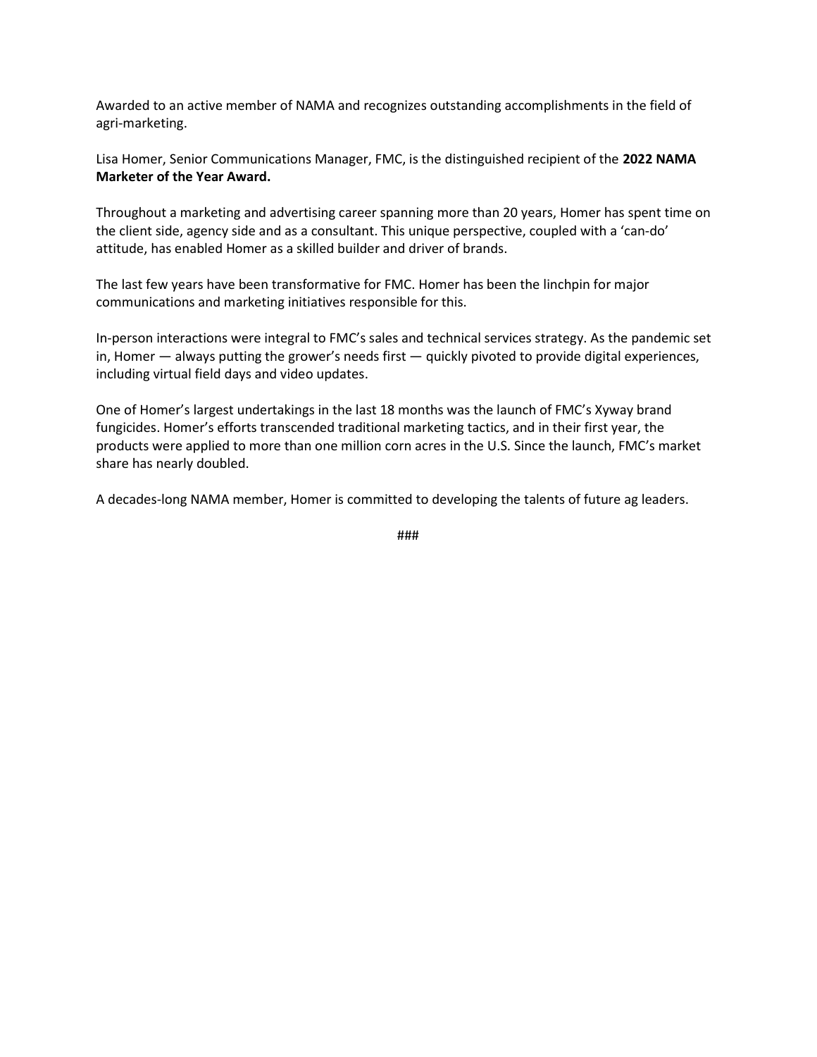Awarded to an active member of NAMA and recognizes outstanding accomplishments in the field of agri-marketing.

Lisa Homer, Senior Communications Manager, FMC, is the distinguished recipient of the **2022 NAMA Marketer of the Year Award.**

Throughout a marketing and advertising career spanning more than 20 years, Homer has spent time on the client side, agency side and as a consultant. This unique perspective, coupled with a 'can-do' attitude, has enabled Homer as a skilled builder and driver of brands.

The last few years have been transformative for FMC. Homer has been the linchpin for major communications and marketing initiatives responsible for this.

In-person interactions were integral to FMC's sales and technical services strategy. As the pandemic set in, Homer — always putting the grower's needs first — quickly pivoted to provide digital experiences, including virtual field days and video updates.

One of Homer's largest undertakings in the last 18 months was the launch of FMC's Xyway brand fungicides. Homer's efforts transcended traditional marketing tactics, and in their first year, the products were applied to more than one million corn acres in the U.S. Since the launch, FMC's market share has nearly doubled.

A decades-long NAMA member, Homer is committed to developing the talents of future ag leaders.

###